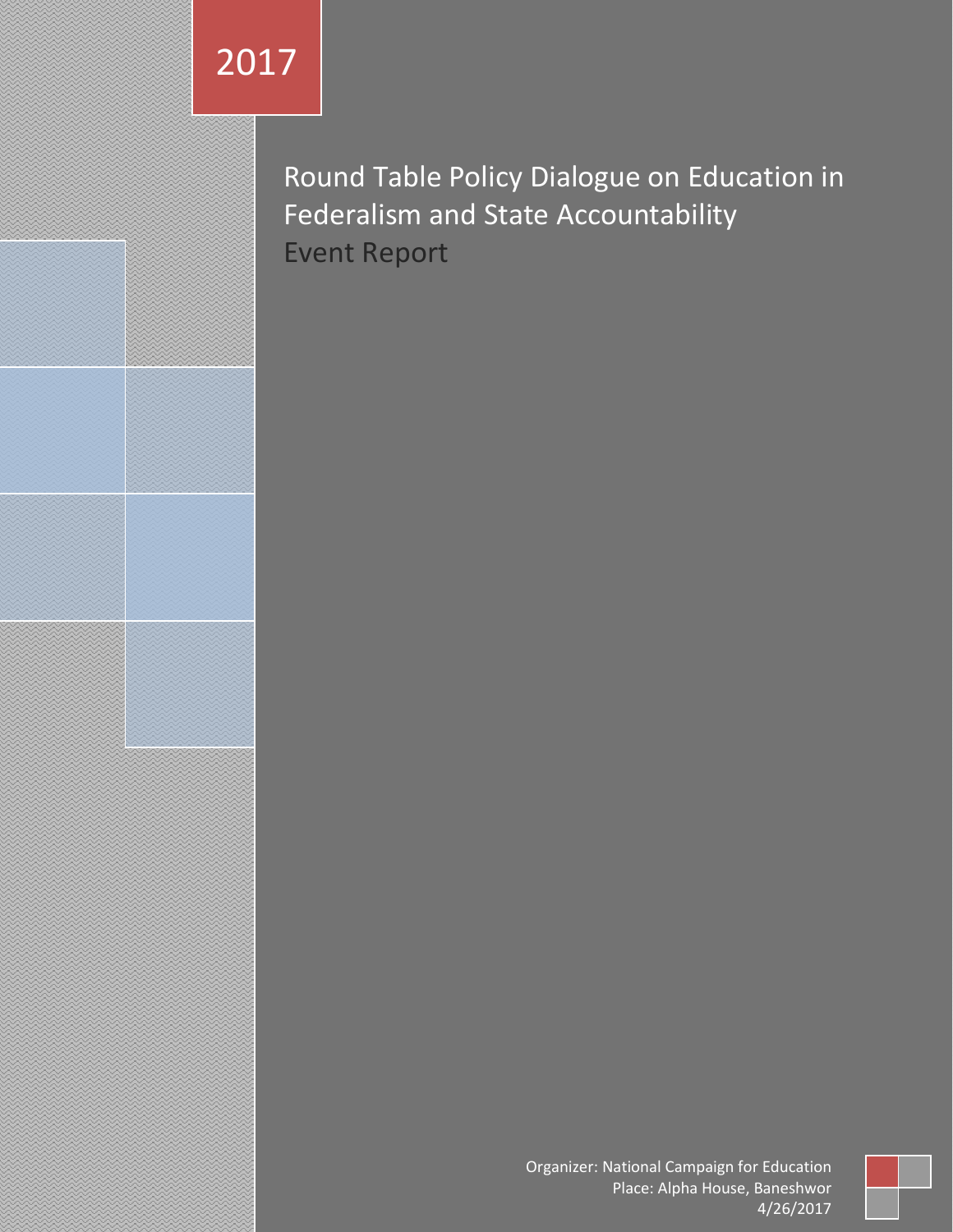2017

# Round Table Policy Dialogue on Education in Federalism and State Accountability

## Event Report

Organizer: National Campaign for Education
Place: Alpha House, Baneshwor
4/26/2017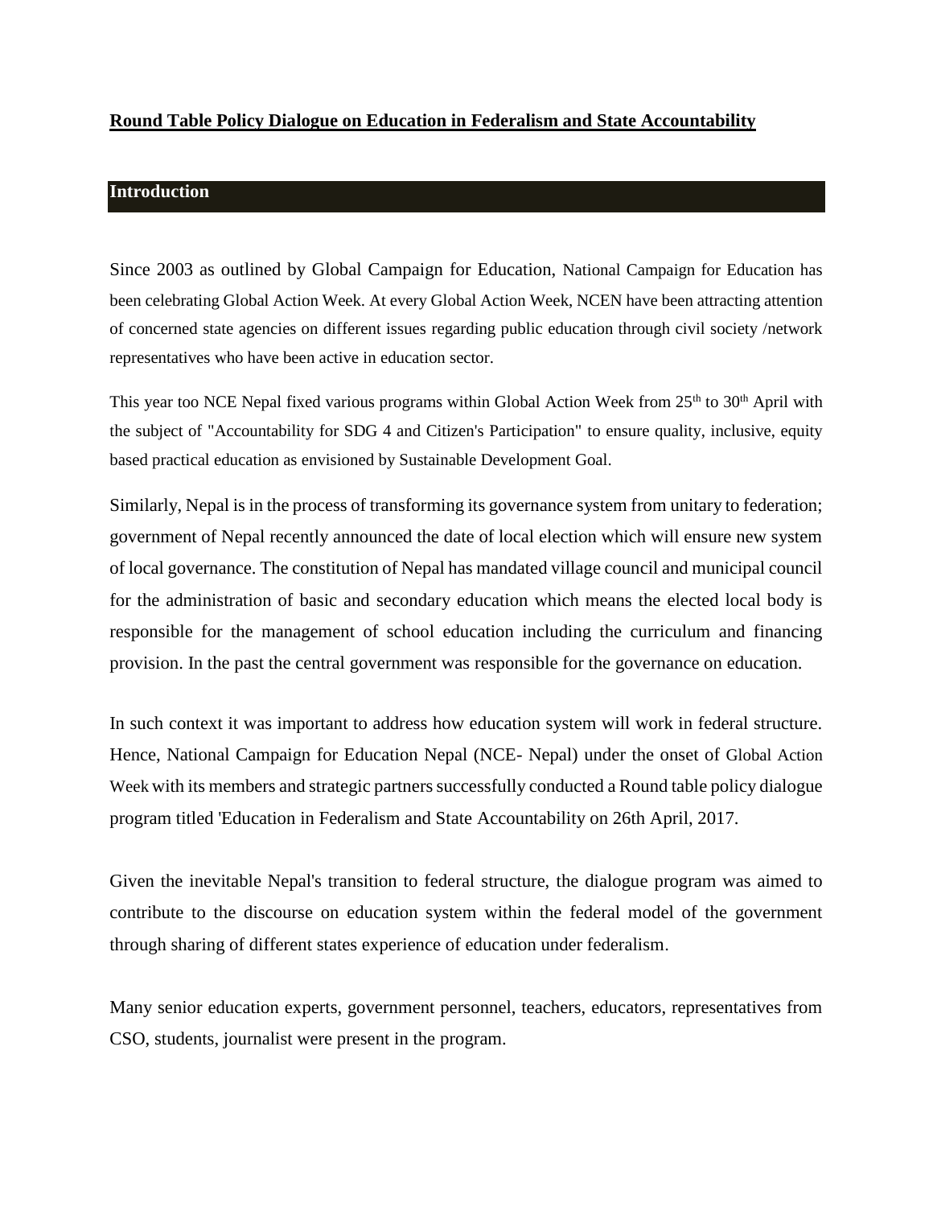**Round Table Policy Dialogue on Education in Federalism and State Accountability**

## Introduction

Since 2003 as outlined by Global Campaign for Education, National Campaign for Education has been celebrating Global Action Week. At every Global Action Week, NCEN have been attracting attention of concerned state agencies on different issues regarding public education through civil society /network representatives who have been active in education sector.

This year too NCE Nepal fixed various programs within Global Action Week from 25th to 30th April with the subject of "Accountability for SDG 4 and Citizen's Participation" to ensure quality, inclusive, equity based practical education as envisioned by Sustainable Development Goal.

Similarly, Nepal is in the process of transforming its governance system from unitary to federation; government of Nepal recently announced the date of local election which will ensure new system of local governance. The constitution of Nepal has mandated village council and municipal council for the administration of basic and secondary education which means the elected local body is responsible for the management of school education including the curriculum and financing provision. In the past the central government was responsible for the governance on education.

In such context it was important to address how education system will work in federal structure. Hence, National Campaign for Education Nepal (NCE- Nepal) under the onset of Global Action Week with its members and strategic partners successfully conducted a Round table policy dialogue program titled 'Education in Federalism and State Accountability on 26th April, 2017.

Given the inevitable Nepal's transition to federal structure, the dialogue program was aimed to contribute to the discourse on education system within the federal model of the government through sharing of different states experience of education under federalism.

Many senior education experts, government personnel, teachers, educators, representatives from CSO, students, journalist were present in the program.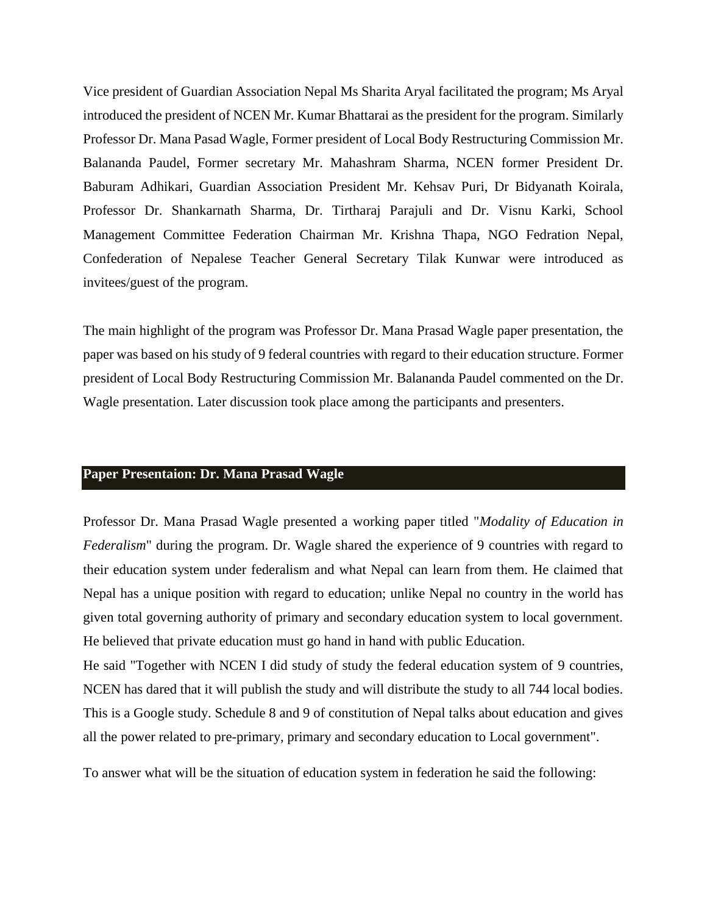Vice president of Guardian Association Nepal Ms Sharita Aryal facilitated the program; Ms Aryal introduced the president of NCEN Mr. Kumar Bhattarai as the president for the program. Similarly Professor Dr. Mana Pasad Wagle, Former president of Local Body Restructuring Commission Mr. Balananda Paudel, Former secretary Mr. Mahashram Sharma, NCEN former President Dr. Baburam Adhikari, Guardian Association President Mr. Kehsav Puri, Dr Bidyanath Koirala, Professor Dr. Shankarnath Sharma, Dr. Tirtharaj Parajuli and Dr. Visnu Karki, School Management Committee Federation Chairman Mr. Krishna Thapa, NGO Fedration Nepal, Confederation of Nepalese Teacher General Secretary Tilak Kunwar were introduced as invitees/guest of the program.

The main highlight of the program was Professor Dr. Mana Prasad Wagle paper presentation, the paper was based on his study of 9 federal countries with regard to their education structure. Former president of Local Body Restructuring Commission Mr. Balananda Paudel commented on the Dr. Wagle presentation. Later discussion took place among the participants and presenters.

## Paper Presentaion: Dr. Mana Prasad Wagle

Professor Dr. Mana Prasad Wagle presented a working paper titled "*Modality of Education in Federalism*" during the program. Dr. Wagle shared the experience of 9 countries with regard to their education system under federalism and what Nepal can learn from them. He claimed that Nepal has a unique position with regard to education; unlike Nepal no country in the world has given total governing authority of primary and secondary education system to local government. He believed that private education must go hand in hand with public Education.

He said "Together with NCEN I did study of study the federal education system of 9 countries, NCEN has dared that it will publish the study and will distribute the study to all 744 local bodies. This is a Google study. Schedule 8 and 9 of constitution of Nepal talks about education and gives all the power related to pre-primary, primary and secondary education to Local government".

To answer what will be the situation of education system in federation he said the following: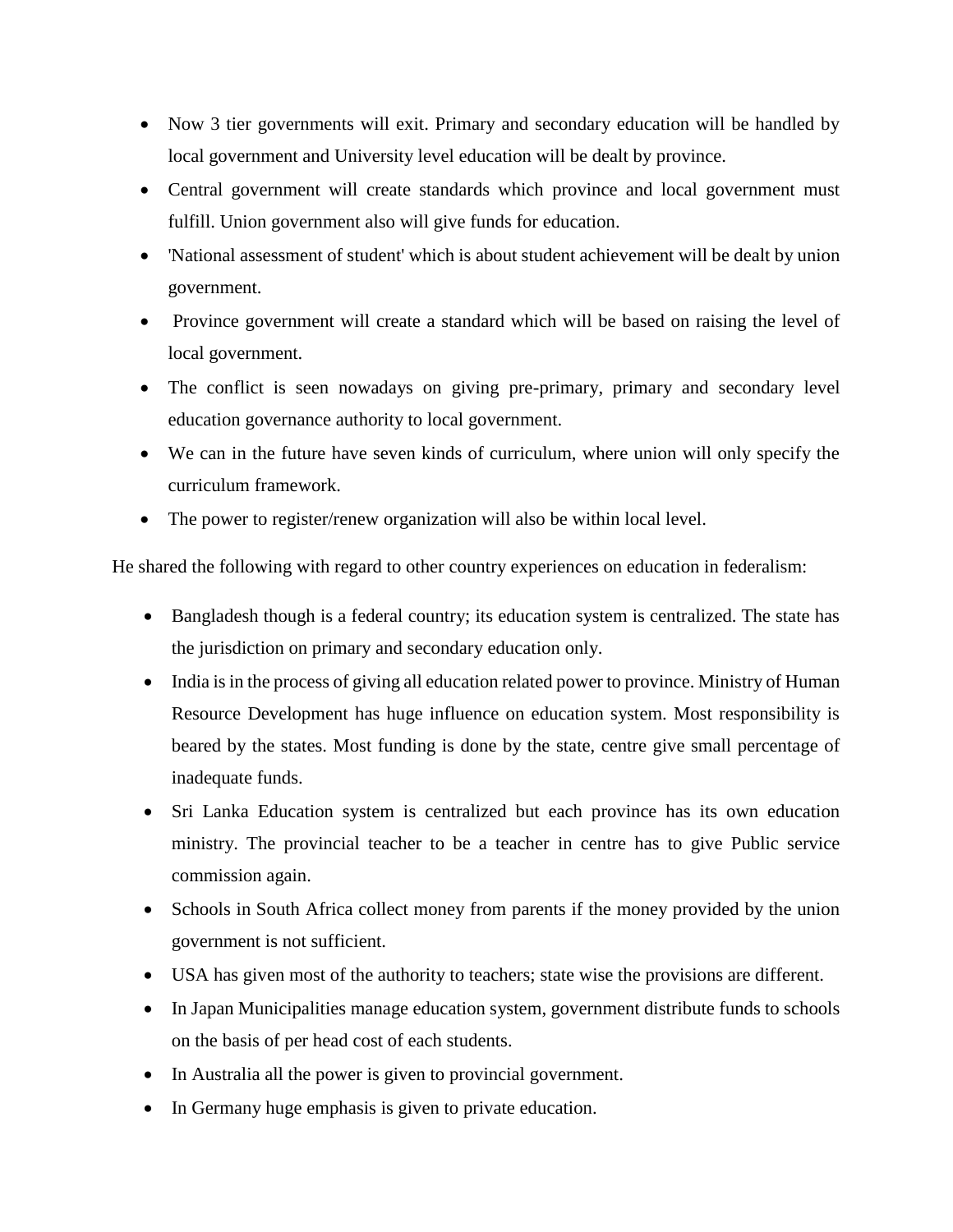- Now 3 tier governments will exit. Primary and secondary education will be handled by local government and University level education will be dealt by province.
- Central government will create standards which province and local government must fulfill. Union government also will give funds for education.
- 'National assessment of student' which is about student achievement will be dealt by union government.
- Province government will create a standard which will be based on raising the level of local government.
- The conflict is seen nowadays on giving pre-primary, primary and secondary level education governance authority to local government.
- We can in the future have seven kinds of curriculum, where union will only specify the curriculum framework.
- The power to register/renew organization will also be within local level.

He shared the following with regard to other country experiences on education in federalism:

- Bangladesh though is a federal country; its education system is centralized. The state has the jurisdiction on primary and secondary education only.
- India is in the process of giving all education related power to province. Ministry of Human Resource Development has huge influence on education system. Most responsibility is beared by the states. Most funding is done by the state, centre give small percentage of inadequate funds.
- Sri Lanka Education system is centralized but each province has its own education ministry. The provincial teacher to be a teacher in centre has to give Public service commission again.
- Schools in South Africa collect money from parents if the money provided by the union government is not sufficient.
- USA has given most of the authority to teachers; state wise the provisions are different.
- In Japan Municipalities manage education system, government distribute funds to schools on the basis of per head cost of each students.
- In Australia all the power is given to provincial government.
- In Germany huge emphasis is given to private education.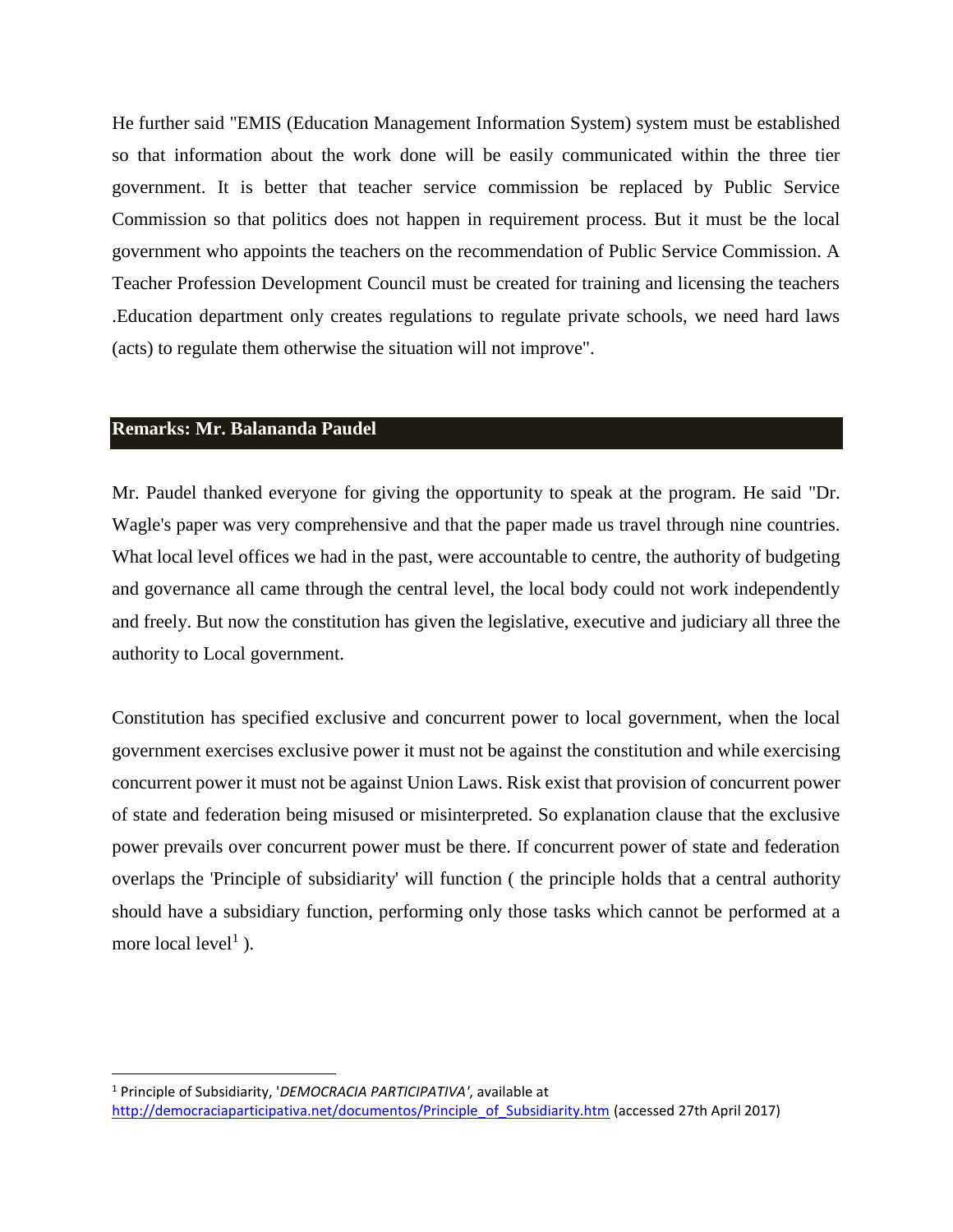He further said "EMIS (Education Management Information System) system must be established so that information about the work done will be easily communicated within the three tier government. It is better that teacher service commission be replaced by Public Service Commission so that politics does not happen in requirement process. But it must be the local government who appoints the teachers on the recommendation of Public Service Commission. A Teacher Profession Development Council must be created for training and licensing the teachers .Education department only creates regulations to regulate private schools, we need hard laws (acts) to regulate them otherwise the situation will not improve".

## Remarks: Mr. Balananda Paudel

Mr. Paudel thanked everyone for giving the opportunity to speak at the program. He said "Dr. Wagle's paper was very comprehensive and that the paper made us travel through nine countries. What local level offices we had in the past, were accountable to centre, the authority of budgeting and governance all came through the central level, the local body could not work independently and freely. But now the constitution has given the legislative, executive and judiciary all three the authority to Local government.

Constitution has specified exclusive and concurrent power to local government, when the local government exercises exclusive power it must not be against the constitution and while exercising concurrent power it must not be against Union Laws. Risk exist that provision of concurrent power of state and federation being misused or misinterpreted. So explanation clause that the exclusive power prevails over concurrent power must be there. If concurrent power of state and federation overlaps the 'Principle of subsidiarity' will function ( the principle holds that a central authority should have a subsidiary function, performing only those tasks which cannot be performed at a more local level[1] ).

---

[1] Principle of Subsidiarity, '*DEMOCRACIA PARTICIPATIVA'*, available at http://democraciaparticipativa.net/documentos/Principle_of_Subsidiarity.htm (accessed 27th April 2017)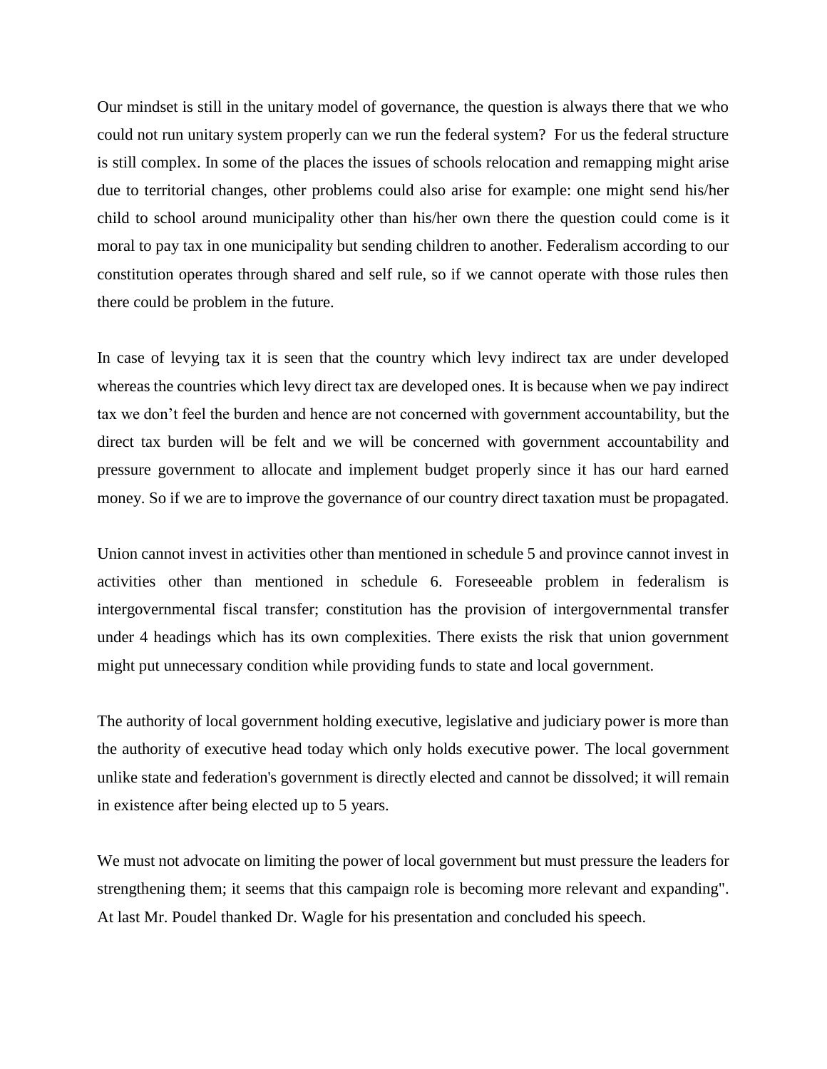Our mindset is still in the unitary model of governance, the question is always there that we who could not run unitary system properly can we run the federal system? For us the federal structure is still complex. In some of the places the issues of schools relocation and remapping might arise due to territorial changes, other problems could also arise for example: one might send his/her child to school around municipality other than his/her own there the question could come is it moral to pay tax in one municipality but sending children to another. Federalism according to our constitution operates through shared and self rule, so if we cannot operate with those rules then there could be problem in the future.

In case of levying tax it is seen that the country which levy indirect tax are under developed whereas the countries which levy direct tax are developed ones. It is because when we pay indirect tax we don't feel the burden and hence are not concerned with government accountability, but the direct tax burden will be felt and we will be concerned with government accountability and pressure government to allocate and implement budget properly since it has our hard earned money. So if we are to improve the governance of our country direct taxation must be propagated.

Union cannot invest in activities other than mentioned in schedule 5 and province cannot invest in activities other than mentioned in schedule 6. Foreseeable problem in federalism is intergovernmental fiscal transfer; constitution has the provision of intergovernmental transfer under 4 headings which has its own complexities. There exists the risk that union government might put unnecessary condition while providing funds to state and local government.

The authority of local government holding executive, legislative and judiciary power is more than the authority of executive head today which only holds executive power. The local government unlike state and federation's government is directly elected and cannot be dissolved; it will remain in existence after being elected up to 5 years.

We must not advocate on limiting the power of local government but must pressure the leaders for strengthening them; it seems that this campaign role is becoming more relevant and expanding". At last Mr. Poudel thanked Dr. Wagle for his presentation and concluded his speech.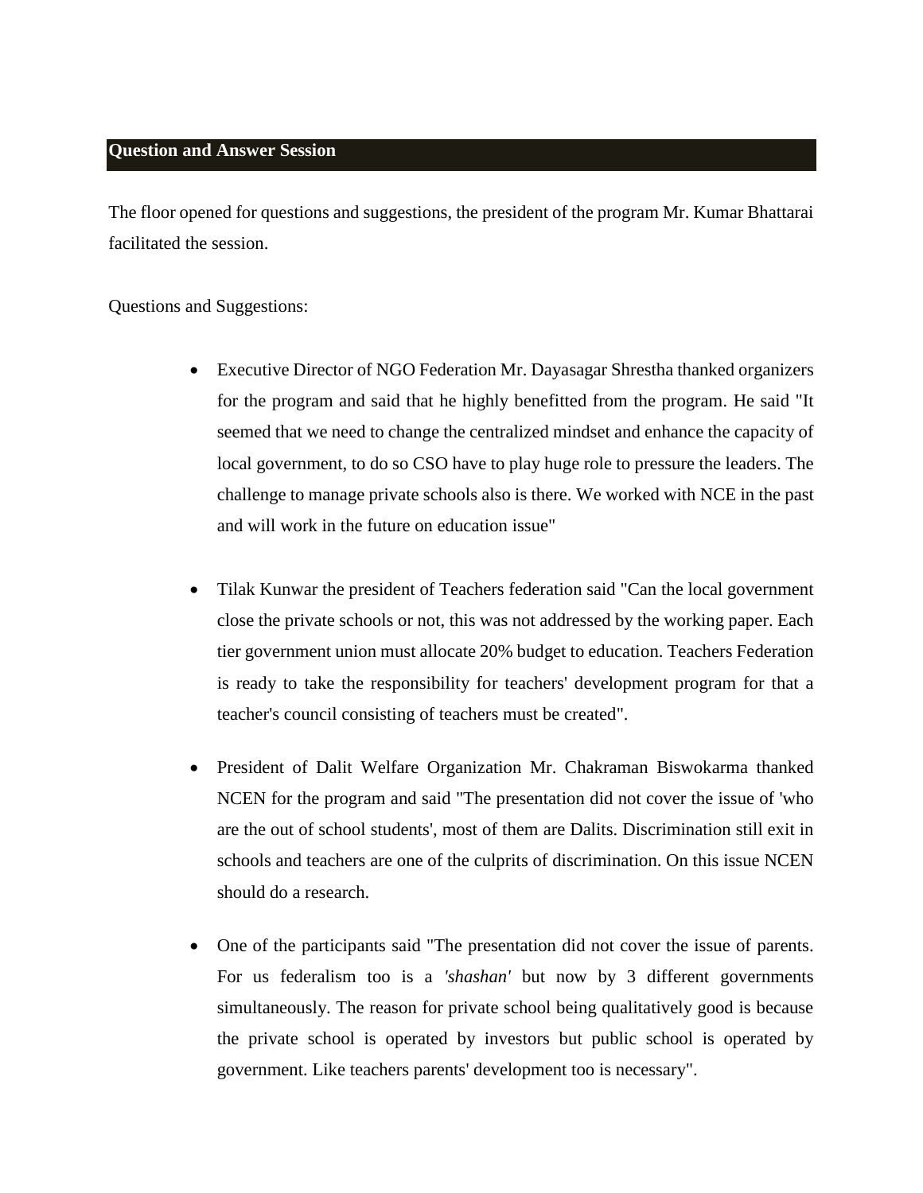## Question and Answer Session

The floor opened for questions and suggestions, the president of the program Mr. Kumar Bhattarai facilitated the session.

Questions and Suggestions:

- Executive Director of NGO Federation Mr. Dayasagar Shrestha thanked organizers for the program and said that he highly benefitted from the program. He said "It seemed that we need to change the centralized mindset and enhance the capacity of local government, to do so CSO have to play huge role to pressure the leaders. The challenge to manage private schools also is there. We worked with NCE in the past and will work in the future on education issue"

- Tilak Kunwar the president of Teachers federation said "Can the local government close the private schools or not, this was not addressed by the working paper. Each tier government union must allocate 20% budget to education. Teachers Federation is ready to take the responsibility for teachers' development program for that a teacher's council consisting of teachers must be created".

- President of Dalit Welfare Organization Mr. Chakraman Biswokarma thanked NCEN for the program and said "The presentation did not cover the issue of 'who are the out of school students', most of them are Dalits. Discrimination still exit in schools and teachers are one of the culprits of discrimination. On this issue NCEN should do a research.

- One of the participants said "The presentation did not cover the issue of parents. For us federalism too is a *'shashan'* but now by 3 different governments simultaneously. The reason for private school being qualitatively good is because the private school is operated by investors but public school is operated by government. Like teachers parents' development too is necessary".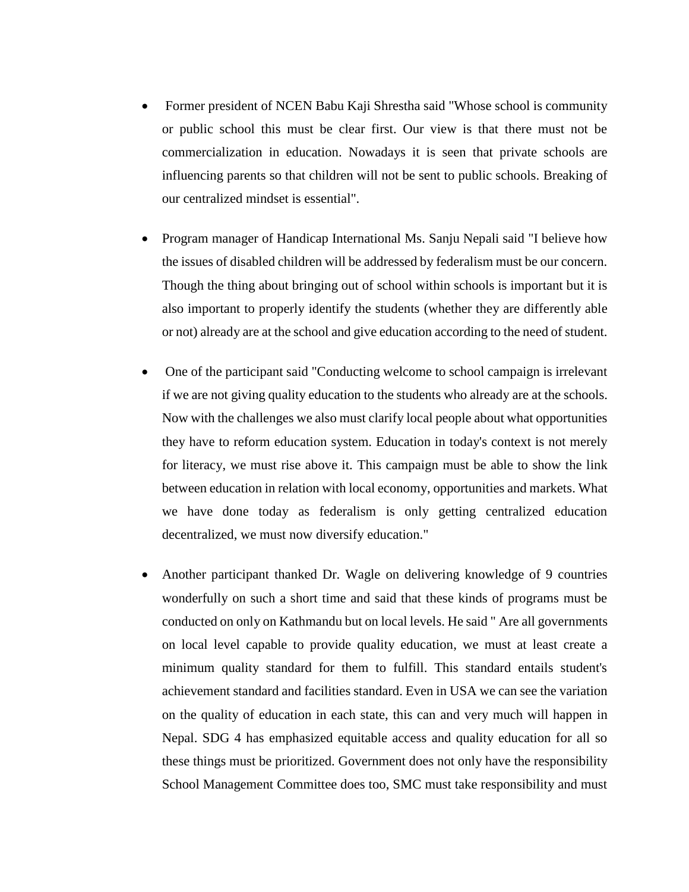- Former president of NCEN Babu Kaji Shrestha said "Whose school is community or public school this must be clear first. Our view is that there must not be commercialization in education. Nowadays it is seen that private schools are influencing parents so that children will not be sent to public schools. Breaking of our centralized mindset is essential".

- Program manager of Handicap International Ms. Sanju Nepali said "I believe how the issues of disabled children will be addressed by federalism must be our concern. Though the thing about bringing out of school within schools is important but it is also important to properly identify the students (whether they are differently able or not) already are at the school and give education according to the need of student.

- One of the participant said "Conducting welcome to school campaign is irrelevant if we are not giving quality education to the students who already are at the schools. Now with the challenges we also must clarify local people about what opportunities they have to reform education system. Education in today's context is not merely for literacy, we must rise above it. This campaign must be able to show the link between education in relation with local economy, opportunities and markets. What we have done today as federalism is only getting centralized education decentralized, we must now diversify education."

- Another participant thanked Dr. Wagle on delivering knowledge of 9 countries wonderfully on such a short time and said that these kinds of programs must be conducted on only on Kathmandu but on local levels. He said " Are all governments on local level capable to provide quality education, we must at least create a minimum quality standard for them to fulfill. This standard entails student's achievement standard and facilities standard. Even in USA we can see the variation on the quality of education in each state, this can and very much will happen in Nepal. SDG 4 has emphasized equitable access and quality education for all so these things must be prioritized. Government does not only have the responsibility School Management Committee does too, SMC must take responsibility and must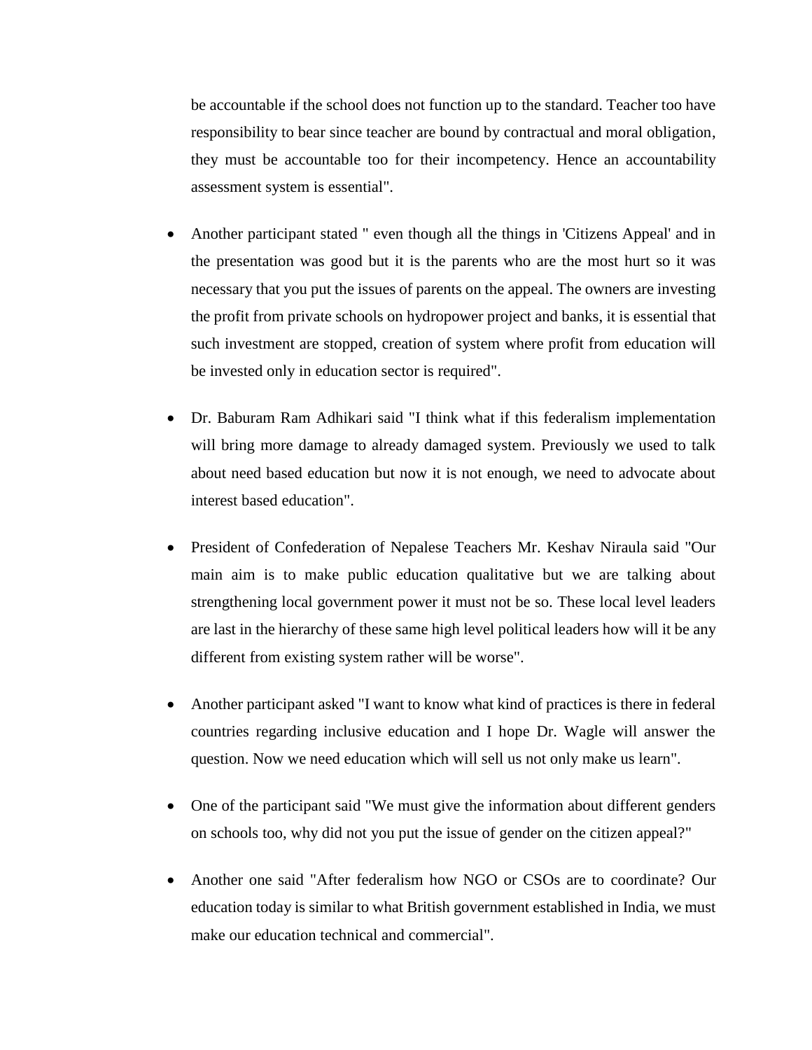be accountable if the school does not function up to the standard. Teacher too have responsibility to bear since teacher are bound by contractual and moral obligation, they must be accountable too for their incompetency. Hence an accountability assessment system is essential".

- Another participant stated " even though all the things in 'Citizens Appeal' and in the presentation was good but it is the parents who are the most hurt so it was necessary that you put the issues of parents on the appeal. The owners are investing the profit from private schools on hydropower project and banks, it is essential that such investment are stopped, creation of system where profit from education will be invested only in education sector is required".

- Dr. Baburam Ram Adhikari said "I think what if this federalism implementation will bring more damage to already damaged system. Previously we used to talk about need based education but now it is not enough, we need to advocate about interest based education".

- President of Confederation of Nepalese Teachers Mr. Keshav Niraula said "Our main aim is to make public education qualitative but we are talking about strengthening local government power it must not be so. These local level leaders are last in the hierarchy of these same high level political leaders how will it be any different from existing system rather will be worse".

- Another participant asked "I want to know what kind of practices is there in federal countries regarding inclusive education and I hope Dr. Wagle will answer the question. Now we need education which will sell us not only make us learn".

- One of the participant said "We must give the information about different genders on schools too, why did not you put the issue of gender on the citizen appeal?"

- Another one said "After federalism how NGO or CSOs are to coordinate? Our education today is similar to what British government established in India, we must make our education technical and commercial".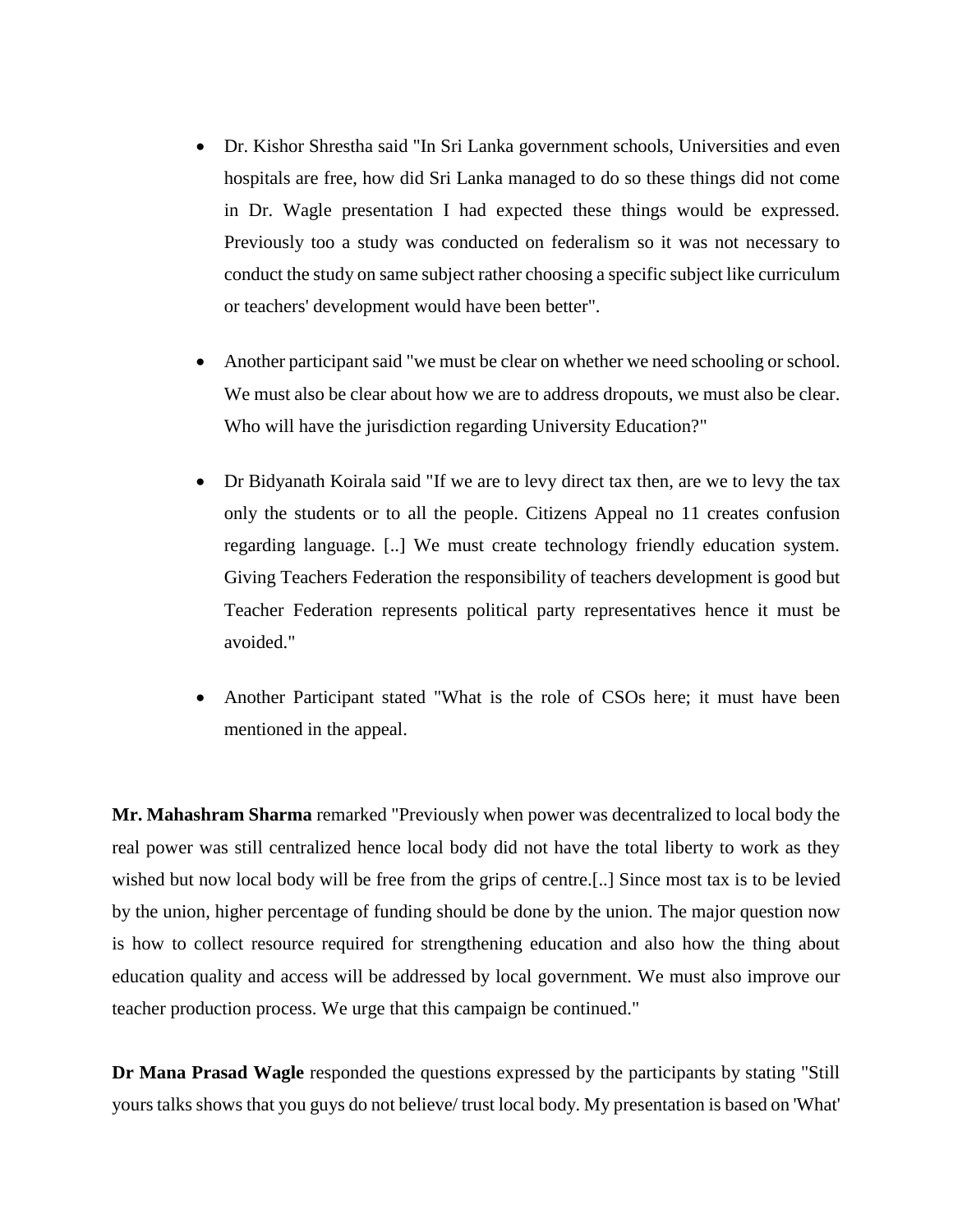- Dr. Kishor Shrestha said "In Sri Lanka government schools, Universities and even hospitals are free, how did Sri Lanka managed to do so these things did not come in Dr. Wagle presentation I had expected these things would be expressed. Previously too a study was conducted on federalism so it was not necessary to conduct the study on same subject rather choosing a specific subject like curriculum or teachers' development would have been better".

- Another participant said "we must be clear on whether we need schooling or school. We must also be clear about how we are to address dropouts, we must also be clear. Who will have the jurisdiction regarding University Education?"

- Dr Bidyanath Koirala said "If we are to levy direct tax then, are we to levy the tax only the students or to all the people. Citizens Appeal no 11 creates confusion regarding language. [..] We must create technology friendly education system. Giving Teachers Federation the responsibility of teachers development is good but Teacher Federation represents political party representatives hence it must be avoided."

- Another Participant stated "What is the role of CSOs here; it must have been mentioned in the appeal.

**Mr. Mahashram Sharma** remarked "Previously when power was decentralized to local body the real power was still centralized hence local body did not have the total liberty to work as they wished but now local body will be free from the grips of centre.[..] Since most tax is to be levied by the union, higher percentage of funding should be done by the union. The major question now is how to collect resource required for strengthening education and also how the thing about education quality and access will be addressed by local government. We must also improve our teacher production process. We urge that this campaign be continued."

**Dr Mana Prasad Wagle** responded the questions expressed by the participants by stating "Still yours talks shows that you guys do not believe/ trust local body. My presentation is based on 'What'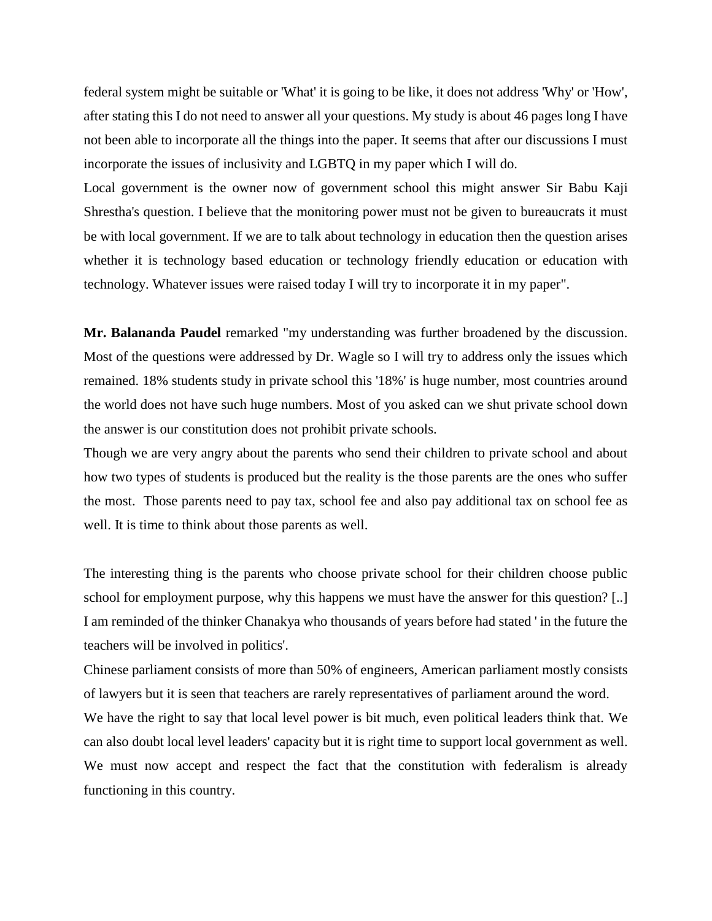federal system might be suitable or 'What' it is going to be like, it does not address 'Why' or 'How', after stating this I do not need to answer all your questions. My study is about 46 pages long I have not been able to incorporate all the things into the paper. It seems that after our discussions I must incorporate the issues of inclusivity and LGBTQ in my paper which I will do.

Local government is the owner now of government school this might answer Sir Babu Kaji Shrestha's question. I believe that the monitoring power must not be given to bureaucrats it must be with local government. If we are to talk about technology in education then the question arises whether it is technology based education or technology friendly education or education with technology. Whatever issues were raised today I will try to incorporate it in my paper".

**Mr. Balananda Paudel** remarked "my understanding was further broadened by the discussion. Most of the questions were addressed by Dr. Wagle so I will try to address only the issues which remained. 18% students study in private school this '18%' is huge number, most countries around the world does not have such huge numbers. Most of you asked can we shut private school down the answer is our constitution does not prohibit private schools.

Though we are very angry about the parents who send their children to private school and about how two types of students is produced but the reality is the those parents are the ones who suffer the most. Those parents need to pay tax, school fee and also pay additional tax on school fee as well. It is time to think about those parents as well.

The interesting thing is the parents who choose private school for their children choose public school for employment purpose, why this happens we must have the answer for this question? [..] I am reminded of the thinker Chanakya who thousands of years before had stated ' in the future the teachers will be involved in politics'.

Chinese parliament consists of more than 50% of engineers, American parliament mostly consists of lawyers but it is seen that teachers are rarely representatives of parliament around the word.

We have the right to say that local level power is bit much, even political leaders think that. We can also doubt local level leaders' capacity but it is right time to support local government as well. We must now accept and respect the fact that the constitution with federalism is already functioning in this country.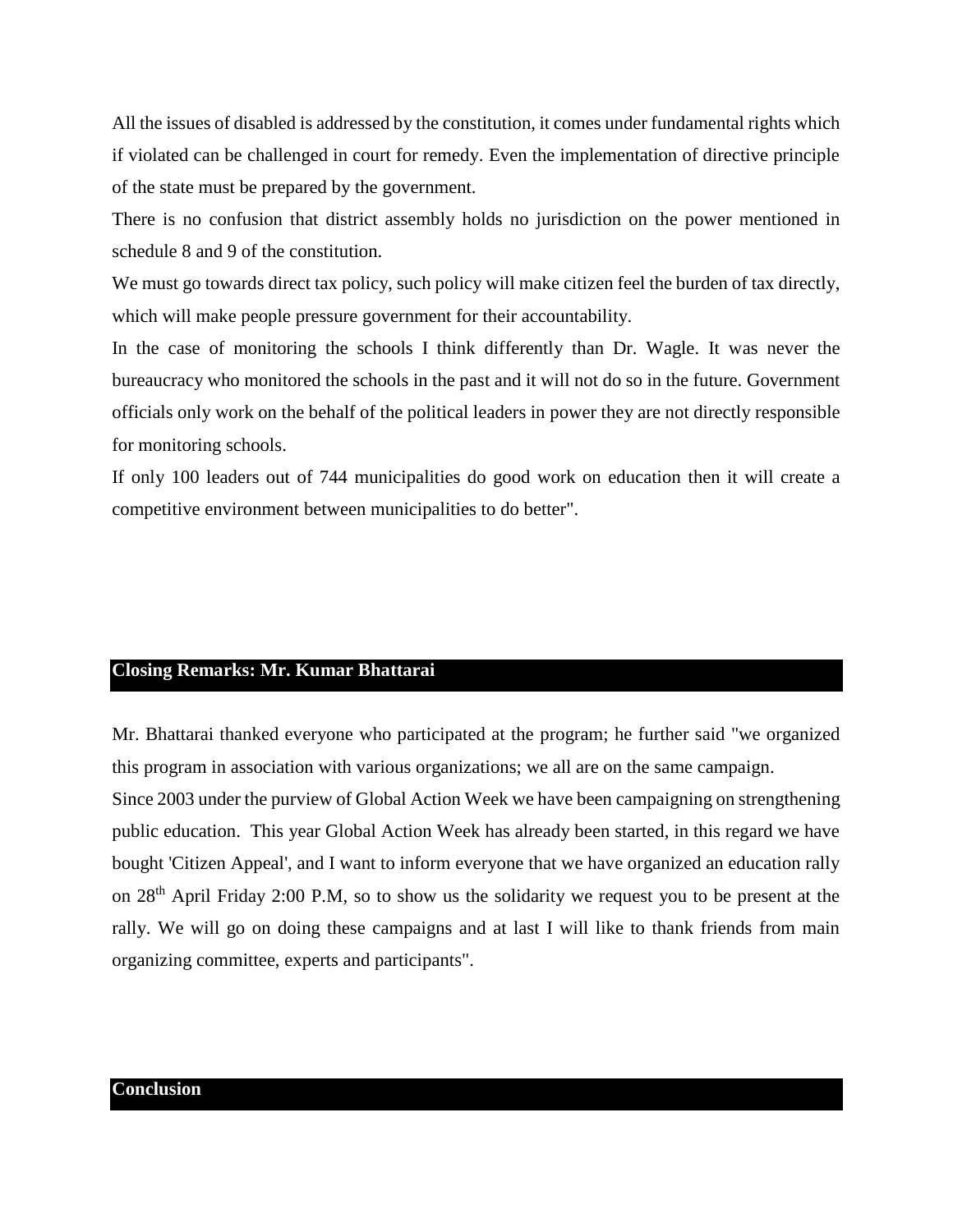All the issues of disabled is addressed by the constitution, it comes under fundamental rights which if violated can be challenged in court for remedy. Even the implementation of directive principle of the state must be prepared by the government.

There is no confusion that district assembly holds no jurisdiction on the power mentioned in schedule 8 and 9 of the constitution.

We must go towards direct tax policy, such policy will make citizen feel the burden of tax directly, which will make people pressure government for their accountability.

In the case of monitoring the schools I think differently than Dr. Wagle. It was never the bureaucracy who monitored the schools in the past and it will not do so in the future. Government officials only work on the behalf of the political leaders in power they are not directly responsible for monitoring schools.

If only 100 leaders out of 744 municipalities do good work on education then it will create a competitive environment between municipalities to do better".

## Closing Remarks: Mr. Kumar Bhattarai

Mr. Bhattarai thanked everyone who participated at the program; he further said "we organized this program in association with various organizations; we all are on the same campaign.

Since 2003 under the purview of Global Action Week we have been campaigning on strengthening public education. This year Global Action Week has already been started, in this regard we have bought 'Citizen Appeal', and I want to inform everyone that we have organized an education rally on 28th April Friday 2:00 P.M, so to show us the solidarity we request you to be present at the rally. We will go on doing these campaigns and at last I will like to thank friends from main organizing committee, experts and participants".

## Conclusion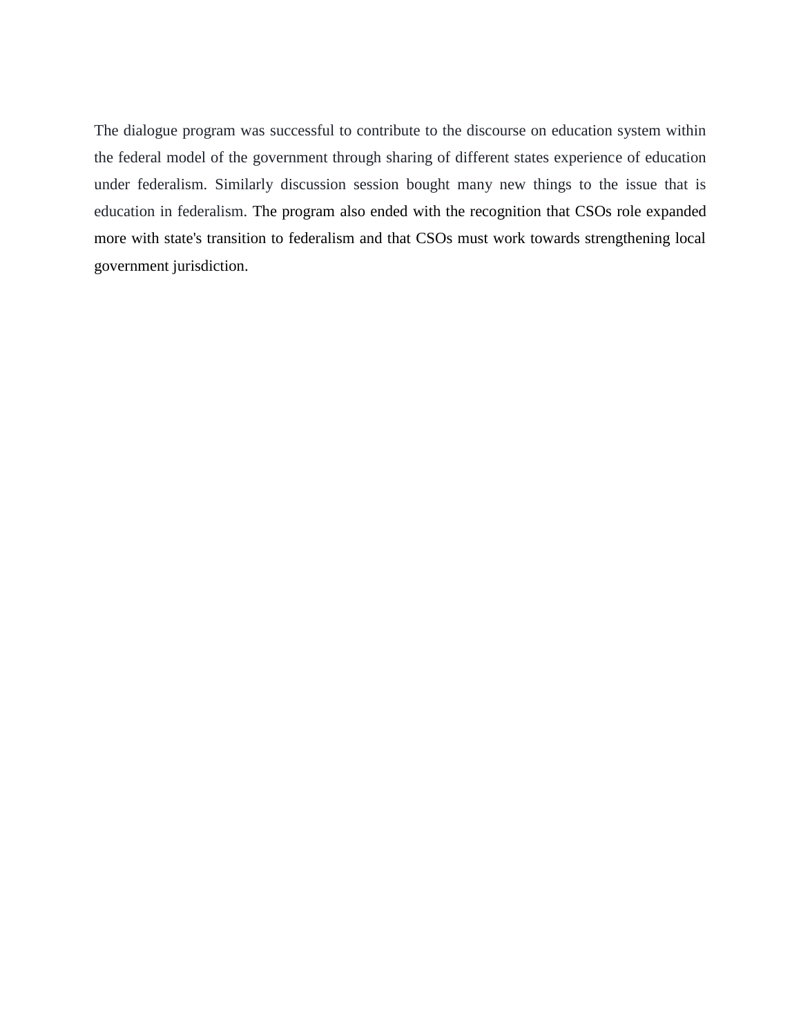The dialogue program was successful to contribute to the discourse on education system within the federal model of the government through sharing of different states experience of education under federalism. Similarly discussion session bought many new things to the issue that is education in federalism. The program also ended with the recognition that CSOs role expanded more with state's transition to federalism and that CSOs must work towards strengthening local government jurisdiction.